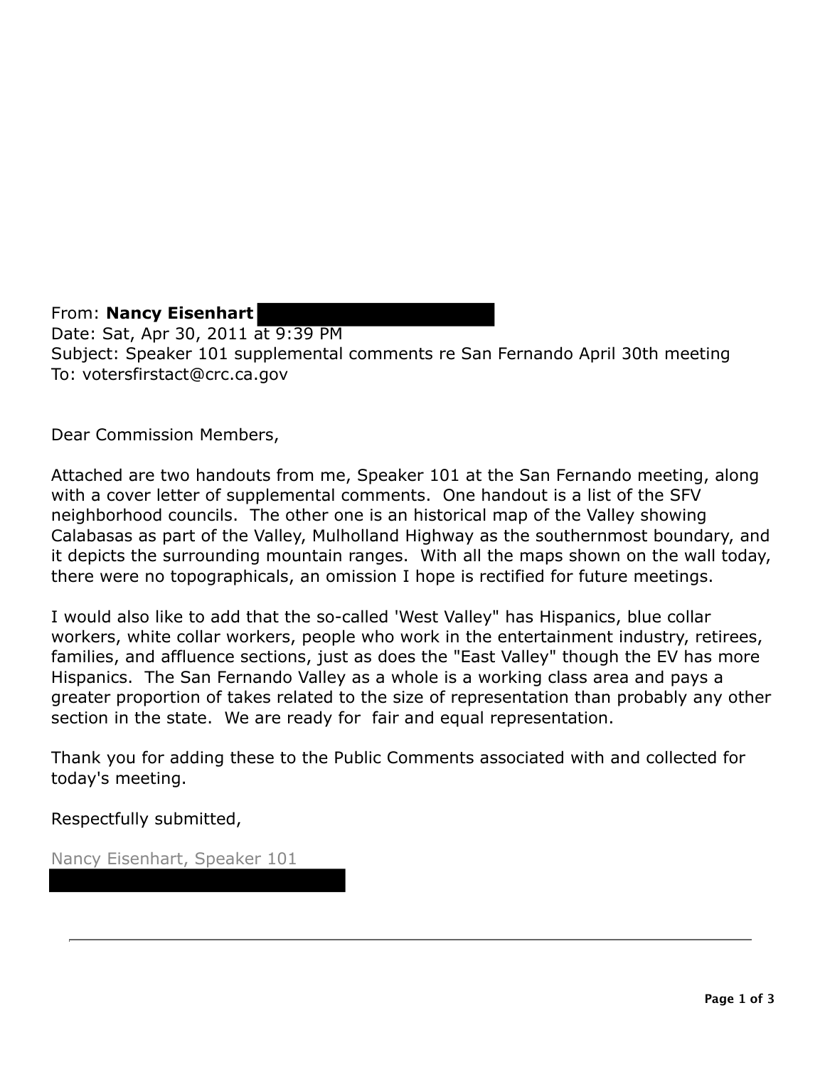From: **Nancy Eisenhart**
Date: Sat, Apr 30, 2011 at 9:39 PM
Subject: Speaker 101 supplemental comments re San Fernando April 30th meeting
To: votersfirstact@crc.ca.gov

Dear Commission Members,

Attached are two handouts from me, Speaker 101 at the San Fernando meeting, along with a cover letter of supplemental comments. One handout is a list of the SFV neighborhood councils. The other one is an historical map of the Valley showing Calabasas as part of the Valley, Mulholland Highway as the southernmost boundary, and it depicts the surrounding mountain ranges. With all the maps shown on the wall today, there were no topographicals, an omission I hope is rectified for future meetings.

I would also like to add that the so-called 'West Valley" has Hispanics, blue collar workers, white collar workers, people who work in the entertainment industry, retirees, families, and affluence sections, just as does the "East Valley" though the EV has more Hispanics. The San Fernando Valley as a whole is a working class area and pays a greater proportion of takes related to the size of representation than probably any other section in the state. We are ready for fair and equal representation.

Thank you for adding these to the Public Comments associated with and collected for today's meeting.

Respectfully submitted,

Nancy Eisenhart, Speaker 101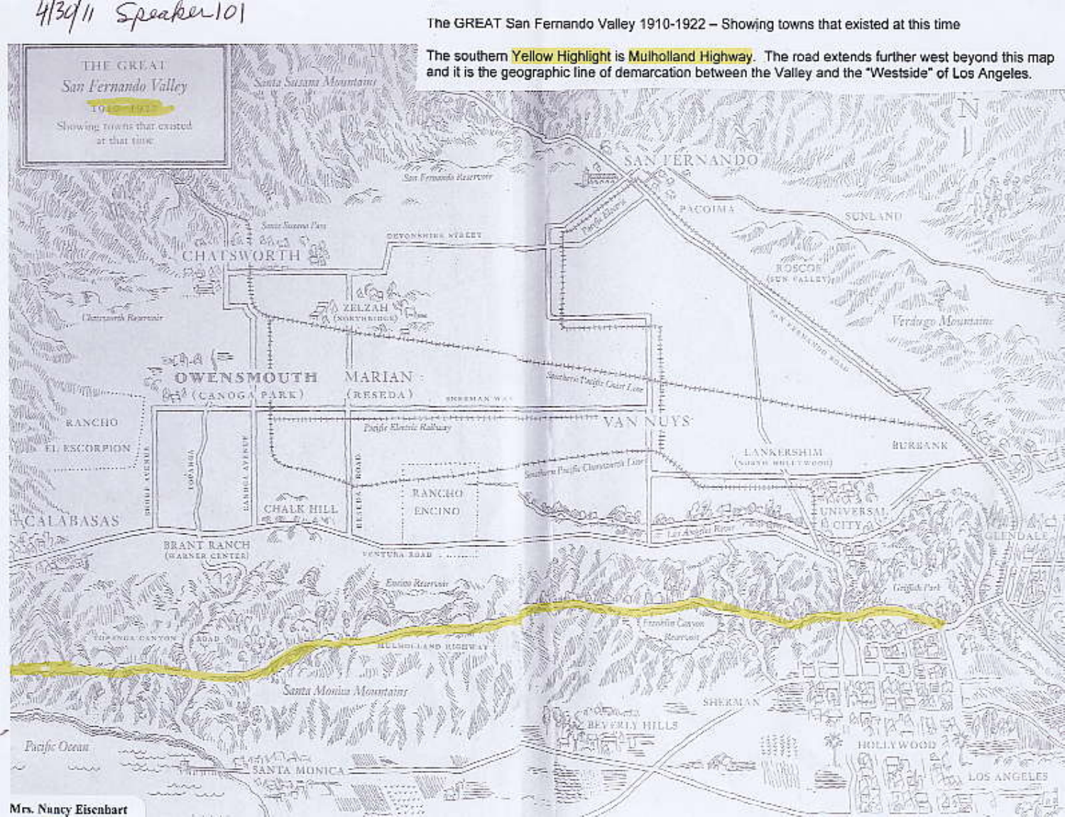4/30/11 Speaker 101

The GREAT San Fernando Valley 1910-1922 – Showing towns that existed at this time

The southern Yellow Highlight is Mulholland Highway. The road extends further west beyond this map and it is the geographic line of demarcation between the Valley and the "Westside" of Los Angeles.

THE GREAT
San Fernando Valley
1910-1922
Showing towns that existed at that time

Santa Susana Mountains

San Fernando Reservoir

SAN FERNANDO

PACOIMA

SUNLAND

Santa Susana Pass

CHATSWORTH

DEVONSHIRE STREET

Chatsworth Reservoir

ZELZAH (NORTHRIDGE)

ROSCOE (SUN VALLEY)

Verdugo Mountains

SAN FERNANDO ROAD

Pacific Electric

OWENSMOUTH (CANOGA PARK)

MARIAN (RESEDA)

SHERMAN WAY

Southern Pacific Coast Line

VAN NUYS

Pacific Electric Railway

RANCHO EL ESCORPION

LANKERSHIM (NORTH HOLLYWOOD)

BURBANK

Southern Pacific Chatsworth Line

RANCHO ENCINO

UNIVERSAL CITY

GLENDALE

CALABASAS

CHALK HILL

Los Angeles River

BRANT RANCH (WARNER CENTER)

VENTURA ROAD

Encino Reservoir

Griffith Park

TOPANGA CANYON ROAD

MULHOLLAND HIGHWAY

Franklin Canyon Reservoir

Santa Monica Mountains

SHERMAN

BEVERLY HILLS

Pacific Ocean

SANTA MONICA

HOLLYWOOD

LOS ANGELES

Mrs. Nancy Eisenbart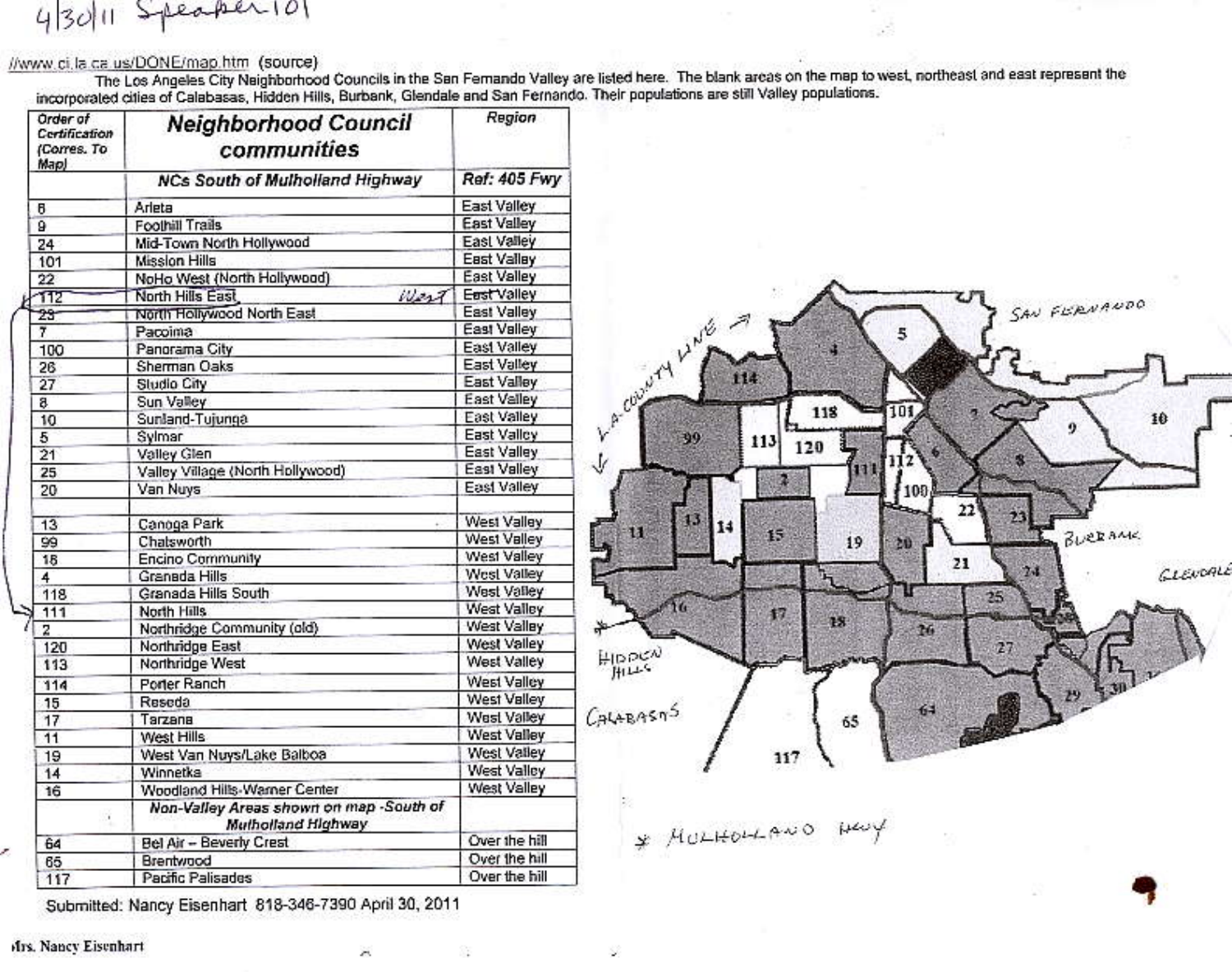4/30/11 Speaker 101

//www.ci.la.ca.us/DONE/map.htm (source)

The Los Angeles City Neighborhood Councils in the San Fernando Valley are listed here. The blank areas on the map to west, northeast and east represent the incorporated cities of Calabasas, Hidden Hills, Burbank, Glendale and San Fernando. Their populations are still Valley populations.

| Order of Certification (Corres. To Map) | Neighborhood Council communities | Region |
|---|---|---|
| | **NCs South of Mulholland Highway** | **Ref: 405 Fwy** |
| 6 | Arleta | East Valley |
| 9 | Foothill Trails | East Valley |
| 24 | Mid-Town North Hollywood | East Valley |
| 101 | Mission Hills | East Valley |
| 22 | NoHo West (North Hollywood) | East Valley |
| 112 | North Hills East | West East Valley |
| 23 | North Hollywood North East | East Valley |
| 7 | Pacoima | East Valley |
| 100 | Panorama City | East Valley |
| 26 | Sherman Oaks | East Valley |
| 27 | Studio City | East Valley |
| 8 | Sun Valley | East Valley |
| 10 | Sunland-Tujunga | East Valley |
| 5 | Sylmar | East Valley |
| 21 | Valley Glen | East Valley |
| 25 | Valley Village (North Hollywood) | East Valley |
| 20 | Van Nuys | East Valley |
| | | |
| 13 | Canoga Park | West Valley |
| 99 | Chatsworth | West Valley |
| 18 | Encino Community | West Valley |
| 4 | Granada Hills | West Valley |
| 118 | Granada Hills South | West Valley |
| 111 | North Hills | West Valley |
| 2 | Northridge Community (old) | West Valley |
| 120 | Northridge East | West Valley |
| 113 | Northridge West | West Valley |
| 114 | Porter Ranch | West Valley |
| 15 | Reseda | West Valley |
| 17 | Tarzana | West Valley |
| 11 | West Hills | West Valley |
| 19 | West Van Nuys/Lake Balboa | West Valley |
| 14 | Winnetka | West Valley |
| 16 | Woodland Hills-Warner Center | West Valley |
| | **Non-Valley Areas shown on map -South of Mulholland Highway** | |
| 64 | Bel Air – Beverly Crest | Over the hill |
| 65 | Brentwood | Over the hill |
| 117 | Pacific Palisades | Over the hill |

L.A. COUNTY LINE → ; SAN FERNANDO ; BURBANK ; GLENDALE ; HIDDEN HILLS ; CALABASAS

\* MULHOLLAND HWY

Submitted: Nancy Eisenhart 818-346-7390 April 30, 2011

Mrs. Nancy Eisenhart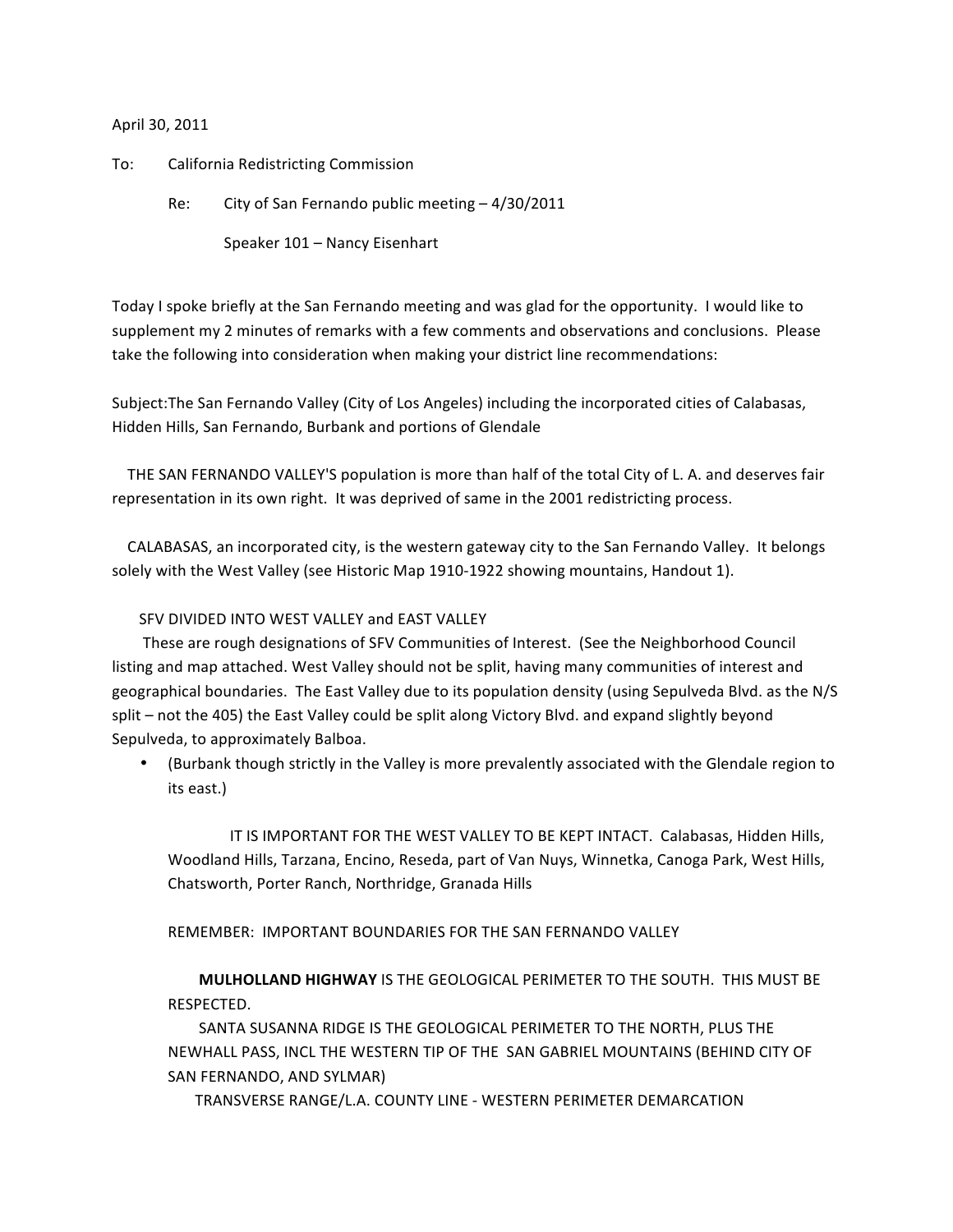April 30, 2011

To: California Redistricting Commission

Re: City of San Fernando public meeting – 4/30/2011

Speaker 101 – Nancy Eisenhart

Today I spoke briefly at the San Fernando meeting and was glad for the opportunity. I would like to supplement my 2 minutes of remarks with a few comments and observations and conclusions. Please take the following into consideration when making your district line recommendations:

Subject:The San Fernando Valley (City of Los Angeles) including the incorporated cities of Calabasas, Hidden Hills, San Fernando, Burbank and portions of Glendale

THE SAN FERNANDO VALLEY'S population is more than half of the total City of L. A. and deserves fair representation in its own right. It was deprived of same in the 2001 redistricting process.

CALABASAS, an incorporated city, is the western gateway city to the San Fernando Valley. It belongs solely with the West Valley (see Historic Map 1910-1922 showing mountains, Handout 1).

SFV DIVIDED INTO WEST VALLEY and EAST VALLEY

These are rough designations of SFV Communities of Interest. (See the Neighborhood Council listing and map attached. West Valley should not be split, having many communities of interest and geographical boundaries. The East Valley due to its population density (using Sepulveda Blvd. as the N/S split – not the 405) the East Valley could be split along Victory Blvd. and expand slightly beyond Sepulveda, to approximately Balboa.

- (Burbank though strictly in the Valley is more prevalently associated with the Glendale region to its east.)

IT IS IMPORTANT FOR THE WEST VALLEY TO BE KEPT INTACT. Calabasas, Hidden Hills, Woodland Hills, Tarzana, Encino, Reseda, part of Van Nuys, Winnetka, Canoga Park, West Hills, Chatsworth, Porter Ranch, Northridge, Granada Hills

REMEMBER: IMPORTANT BOUNDARIES FOR THE SAN FERNANDO VALLEY

**MULHOLLAND HIGHWAY** IS THE GEOLOGICAL PERIMETER TO THE SOUTH. THIS MUST BE RESPECTED.

SANTA SUSANNA RIDGE IS THE GEOLOGICAL PERIMETER TO THE NORTH, PLUS THE NEWHALL PASS, INCL THE WESTERN TIP OF THE SAN GABRIEL MOUNTAINS (BEHIND CITY OF SAN FERNANDO, AND SYLMAR)

TRANSVERSE RANGE/L.A. COUNTY LINE - WESTERN PERIMETER DEMARCATION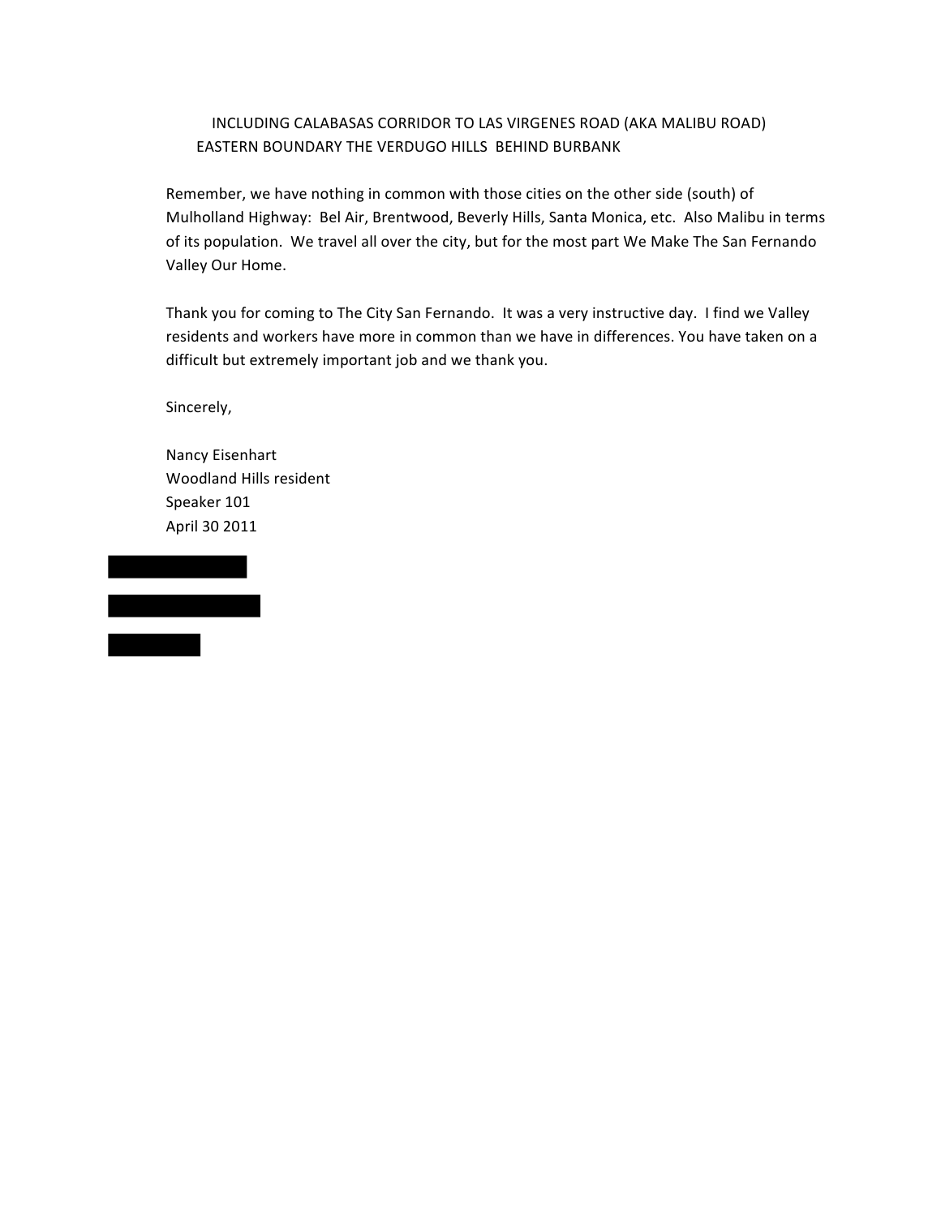INCLUDING CALABASAS CORRIDOR TO LAS VIRGENES ROAD (AKA MALIBU ROAD)
EASTERN BOUNDARY THE VERDUGO HILLS BEHIND BURBANK

Remember, we have nothing in common with those cities on the other side (south) of Mulholland Highway: Bel Air, Brentwood, Beverly Hills, Santa Monica, etc. Also Malibu in terms of its population. We travel all over the city, but for the most part We Make The San Fernando Valley Our Home.

Thank you for coming to The City San Fernando. It was a very instructive day. I find we Valley residents and workers have more in common than we have in differences. You have taken on a difficult but extremely important job and we thank you.

Sincerely,

Nancy Eisenhart
Woodland Hills resident
Speaker 101
April 30 2011